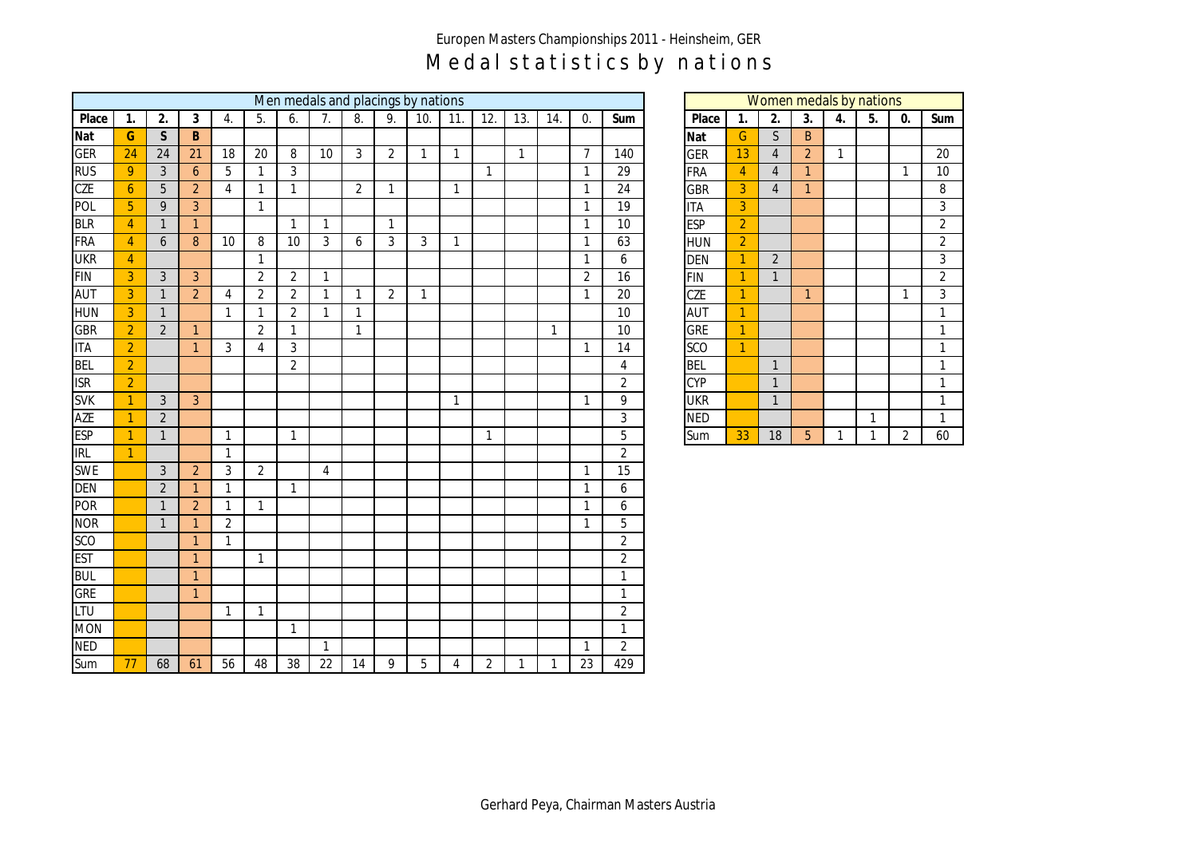Europen Masters Championships 2011 - Heinsheim, GER

# Medal statistics by nations

| Men medals and placings by nations | | | | | | | | | | | | | | | | |
|---|---|---|---|---|---|---|---|---|---|---|---|---|---|---|---|---|
| **Place** | **1.** | **2.** | **3** | 4. | 5. | 6. | 7. | 8. | 9. | 10. | 11. | 12. | 13. | 14. | 0. | **Sum** |
| **Nat** | **G** | **S** | **B** | | | | | | | | | | | | | |
| GER | 24 | 24 | 21 | 18 | 20 | 8 | 10 | 3 | 2 | 1 | 1 | | 1 | | 7 | 140 |
| RUS | 9 | 3 | 6 | 5 | 1 | 3 | | | | | | 1 | | | 1 | 29 |
| CZE | 6 | 5 | 2 | 4 | 1 | 1 | | 2 | 1 | | 1 | | | | 1 | 24 |
| POL | 5 | 9 | 3 | | 1 | | | | | | | | | | 1 | 19 |
| BLR | 4 | 1 | 1 | | | 1 | 1 | | 1 | | | | | | 1 | 10 |
| FRA | 4 | 6 | 8 | 10 | 8 | 10 | 3 | 6 | 3 | 3 | 1 | | | | 1 | 63 |
| UKR | 4 | | | | 1 | | | | | | | | | | 1 | 6 |
| FIN | 3 | 3 | 3 | | 2 | 2 | 1 | | | | | | | | 2 | 16 |
| AUT | 3 | 1 | 2 | 4 | 2 | 2 | 1 | 1 | 2 | 1 | | | | | 1 | 20 |
| HUN | 3 | 1 | | 1 | 1 | 2 | 1 | 1 | | | | | | | | 10 |
| GBR | 2 | 2 | 1 | | 2 | 1 | | 1 | | | | | | 1 | | 10 |
| ITA | 2 | | 1 | 3 | 4 | 3 | | | | | | | | | 1 | 14 |
| BEL | 2 | | | | | 2 | | | | | | | | | | 4 |
| ISR | 2 | | | | | | | | | | | | | | | 2 |
| SVK | 1 | 3 | 3 | | | | | | | | 1 | | | | 1 | 9 |
| AZE | 1 | 2 | | | | | | | | | | | | | | 3 |
| ESP | 1 | 1 | | 1 | | 1 | | | | | | 1 | | | | 5 |
| IRL | 1 | | | 1 | | | | | | | | | | | | 2 |
| SWE | | 3 | 2 | 3 | 2 | | 4 | | | | | | | | 1 | 15 |
| DEN | | 2 | 1 | 1 | | 1 | | | | | | | | | 1 | 6 |
| POR | | 1 | 2 | 1 | 1 | | | | | | | | | | 1 | 6 |
| NOR | | 1 | 1 | 2 | | | | | | | | | | | 1 | 5 |
| SCO | | | 1 | 1 | | | | | | | | | | | | 2 |
| EST | | | 1 | | 1 | | | | | | | | | | | 2 |
| BUL | | | 1 | | | | | | | | | | | | | 1 |
| GRE | | | 1 | | | | | | | | | | | | | 1 |
| LTU | | | | 1 | 1 | | | | | | | | | | | 2 |
| MON | | | | | | 1 | | | | | | | | | | 1 |
| NED | | | | | | | 1 | | | | | | | | 1 | 2 |
| Sum | 77 | 68 | 61 | 56 | 48 | 38 | 22 | 14 | 9 | 5 | 4 | 2 | 1 | 1 | 23 | 429 |

| Women medals by nations | | | | | | | |
|---|---|---|---|---|---|---|---|
| **Place** | **1.** | **2.** | **3.** | **4.** | **5.** | **0.** | **Sum** |
| **Nat** | G | S | B | | | | |
| GER | 13 | 4 | 2 | 1 | | | 20 |
| FRA | 4 | 4 | 1 | | | 1 | 10 |
| GBR | 3 | 4 | 1 | | | | 8 |
| ITA | 3 | | | | | | 3 |
| ESP | 2 | | | | | | 2 |
| HUN | 2 | | | | | | 2 |
| DEN | 1 | 2 | | | | | 3 |
| FIN | 1 | 1 | | | | | 2 |
| CZE | 1 | | 1 | | | 1 | 3 |
| AUT | 1 | | | | | | 1 |
| GRE | 1 | | | | | | 1 |
| SCO | 1 | | | | | | 1 |
| BEL | | 1 | | | | | 1 |
| CYP | | 1 | | | | | 1 |
| UKR | | 1 | | | | | 1 |
| NED | | | | | 1 | | 1 |
| Sum | 33 | 18 | 5 | 1 | 1 | 2 | 60 |

Gerhard Peya, Chairman Masters Austria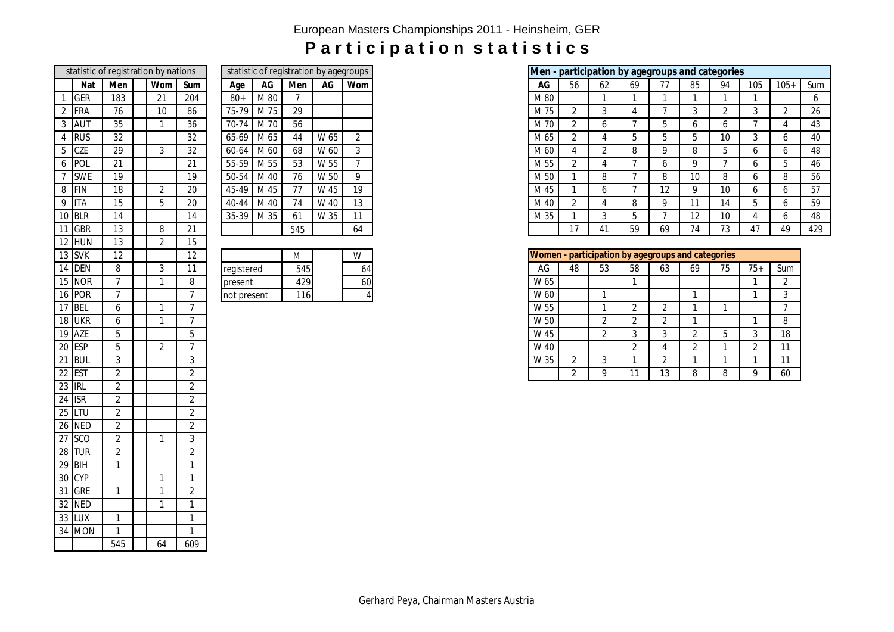European Masters Championships 2011 - Heinsheim, GER

# Participation statistics

| statistic of registration by nations | | | | | |
|---|---|---|---|---|---|
| | **Nat** | **Men** | | **Wom** | **Sum** |
| 1 | GER | 183 | | 21 | 204 |
| 2 | FRA | 76 | | 10 | 86 |
| 3 | AUT | 35 | | 1 | 36 |
| 4 | RUS | 32 | | | 32 |
| 5 | CZE | 29 | | 3 | 32 |
| 6 | POL | 21 | | | 21 |
| 7 | SWE | 19 | | | 19 |
| 8 | FIN | 18 | | 2 | 20 |
| 9 | ITA | 15 | | 5 | 20 |
| 10 | BLR | 14 | | | 14 |
| 11 | GBR | 13 | | 8 | 21 |
| 12 | HUN | 13 | | 2 | 15 |
| 13 | SVK | 12 | | | 12 |
| 14 | DEN | 8 | | 3 | 11 |
| 15 | NOR | 7 | | 1 | 8 |
| 16 | POR | 7 | | | 7 |
| 17 | BEL | 6 | | 1 | 7 |
| 18 | UKR | 6 | | 1 | 7 |
| 19 | AZE | 5 | | | 5 |
| 20 | ESP | 5 | | 2 | 7 |
| 21 | BUL | 3 | | | 3 |
| 22 | EST | 2 | | | 2 |
| 23 | IRL | 2 | | | 2 |
| 24 | ISR | 2 | | | 2 |
| 25 | LTU | 2 | | | 2 |
| 26 | NED | 2 | | | 2 |
| 27 | SCO | 2 | | 1 | 3 |
| 28 | TUR | 2 | | | 2 |
| 29 | BIH | 1 | | | 1 |
| 30 | CYP | | | 1 | 1 |
| 31 | GRE | 1 | | 1 | 2 |
| 32 | NED | | | 1 | 1 |
| 33 | LUX | 1 | | | 1 |
| 34 | MON | 1 | | | 1 |
| | | 545 | | 64 | 609 |

| statistic of registration by agegroups | | | | |
|---|---|---|---|---|
| **Age** | **AG** | **Men** | **AG** | **Wom** |
| 80+ | M 80 | 7 | | |
| 75-79 | M 75 | 29 | | |
| 70-74 | M 70 | 56 | | |
| 65-69 | M 65 | 44 | W 65 | 2 |
| 60-64 | M 60 | 68 | W 60 | 3 |
| 55-59 | M 55 | 53 | W 55 | 7 |
| 50-54 | M 40 | 76 | W 50 | 9 |
| 45-49 | M 45 | 77 | W 45 | 19 |
| 40-44 | M 40 | 74 | W 40 | 13 |
| 35-39 | M 35 | 61 | W 35 | 11 |
| | | 545 | | 64 |

| | M | | W |
|---|---|---|---|
| registered | 545 | | 64 |
| present | 429 | | 60 |
| not present | 116 | | 4 |

| Men - participation by agegroups and categories | | | | | | | | | |
|---|---|---|---|---|---|---|---|---|---|
| **AG** | 56 | 62 | 69 | 77 | 85 | 94 | 105 | 105+ | Sum |
| M 80 | | 1 | 1 | 1 | 1 | 1 | 1 | | 6 |
| M 75 | 2 | 3 | 4 | 7 | 3 | 2 | 3 | 2 | 26 |
| M 70 | 2 | 6 | 7 | 5 | 6 | 6 | 7 | 4 | 43 |
| M 65 | 2 | 4 | 5 | 5 | 5 | 10 | 3 | 6 | 40 |
| M 60 | 4 | 2 | 8 | 9 | 8 | 5 | 6 | 6 | 48 |
| M 55 | 2 | 4 | 7 | 6 | 9 | 7 | 6 | 5 | 46 |
| M 50 | 1 | 8 | 7 | 8 | 10 | 8 | 6 | 8 | 56 |
| M 45 | 1 | 6 | 7 | 12 | 9 | 10 | 6 | 6 | 57 |
| M 40 | 2 | 4 | 8 | 9 | 11 | 14 | 5 | 6 | 59 |
| M 35 | 1 | 3 | 5 | 7 | 12 | 10 | 4 | 6 | 48 |
| | 17 | 41 | 59 | 69 | 74 | 73 | 47 | 49 | 429 |

| Women - participation by agegroups and categories | | | | | | | | |
|---|---|---|---|---|---|---|---|---|
| AG | 48 | 53 | 58 | 63 | 69 | 75 | 75+ | Sum |
| W 65 | | | 1 | | | | 1 | 2 |
| W 60 | | 1 | | | 1 | | 1 | 3 |
| W 55 | | 1 | 2 | 2 | 1 | 1 | | 7 |
| W 50 | | 2 | 2 | 2 | 1 | | 1 | 8 |
| W 45 | | 2 | 3 | 3 | 2 | 5 | 3 | 18 |
| W 40 | | | 2 | 4 | 2 | 1 | 2 | 11 |
| W 35 | 2 | 3 | 1 | 2 | 1 | 1 | 1 | 11 |
| | 2 | 9 | 11 | 13 | 8 | 8 | 9 | 60 |

Gerhard Peya, Chairman Masters Austria